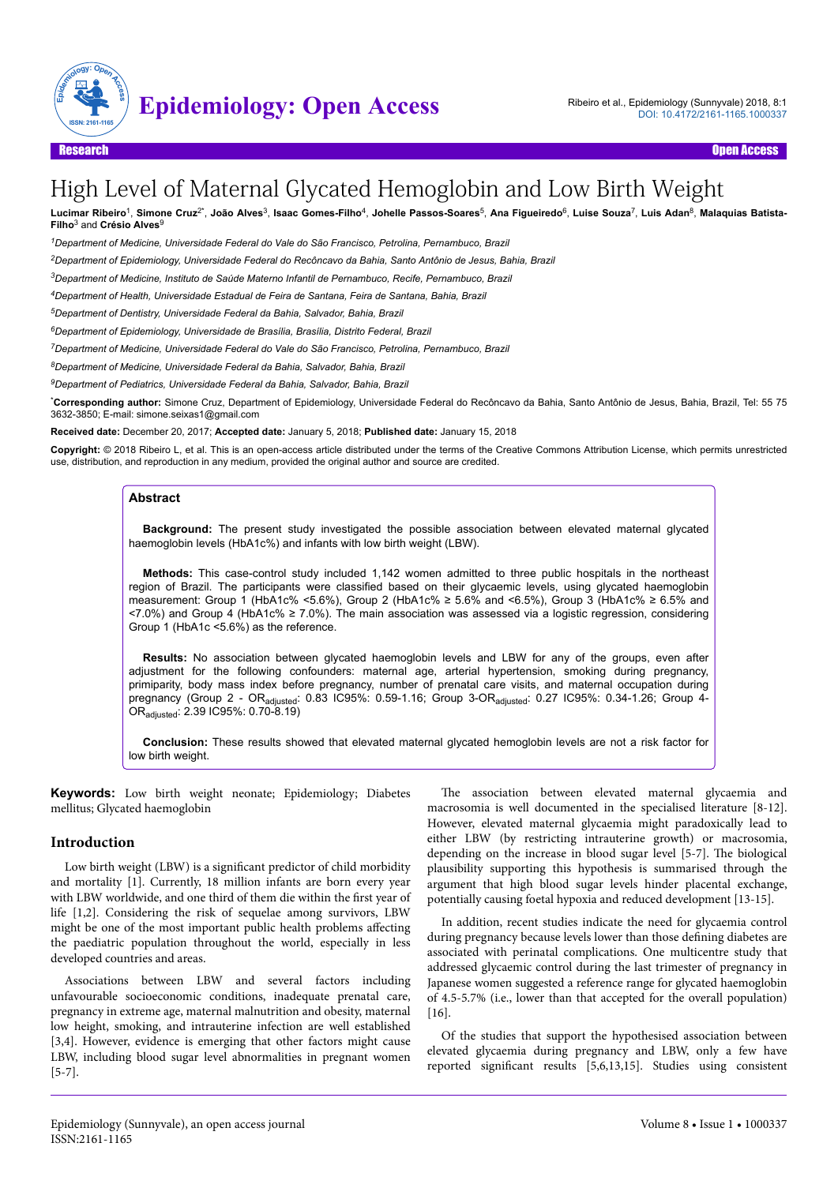Research | Open Access

# High Level of Maternal Glycated Hemoglobin and Low Birth Weight

**Lucimar Ribeiro**[1], **Simone Cruz**[2*], **João Alves**[3], **Isaac Gomes-Filho**[4], **Johelle Passos-Soares**[5], **Ana Figueiredo**[6], **Luise Souza**[7], **Luis Adan**[8], **Malaquias Batista-Filho**[3] and **Crésio Alves**[9]

[1]*Department of Medicine, Universidade Federal do Vale do São Francisco, Petrolina, Pernambuco, Brazil*

[2]*Department of Epidemiology, Universidade Federal do Recôncavo da Bahia, Santo Antônio de Jesus, Bahia, Brazil*

[3]*Department of Medicine, Instituto de Saúde Materno Infantil de Pernambuco, Recife, Pernambuco, Brazil*

[4]*Department of Health, Universidade Estadual de Feira de Santana, Feira de Santana, Bahia, Brazil*

[5]*Department of Dentistry, Universidade Federal da Bahia, Salvador, Bahia, Brazil*

[6]*Department of Epidemiology, Universidade de Brasília, Brasília, Distrito Federal, Brazil*

[7]*Department of Medicine, Universidade Federal do Vale do São Francisco, Petrolina, Pernambuco, Brazil*

[8]*Department of Medicine, Universidade Federal da Bahia, Salvador, Bahia, Brazil*

[9]*Department of Pediatrics, Universidade Federal da Bahia, Salvador, Bahia, Brazil*

[*]**Corresponding author:** Simone Cruz, Department of Epidemiology, Universidade Federal do Recôncavo da Bahia, Santo Antônio de Jesus, Bahia, Brazil, Tel: 55 75 3632-3850; E-mail: simone.seixas1@gmail.com

**Received date:** December 20, 2017; **Accepted date:** January 5, 2018; **Published date:** January 15, 2018

**Copyright:** © 2018 Ribeiro L, et al. This is an open-access article distributed under the terms of the Creative Commons Attribution License, which permits unrestricted use, distribution, and reproduction in any medium, provided the original author and source are credited.

## Abstract

**Background:** The present study investigated the possible association between elevated maternal glycated haemoglobin levels (HbA1c%) and infants with low birth weight (LBW).

**Methods:** This case-control study included 1,142 women admitted to three public hospitals in the northeast region of Brazil. The participants were classified based on their glycaemic levels, using glycated haemoglobin measurement: Group 1 (HbA1c% <5.6%), Group 2 (HbA1c% ≥ 5.6% and <6.5%), Group 3 (HbA1c% ≥ 6.5% and <7.0%) and Group 4 (HbA1c% ≥ 7.0%). The main association was assessed via a logistic regression, considering Group 1 (HbA1c <5.6%) as the reference.

**Results:** No association between glycated haemoglobin levels and LBW for any of the groups, even after adjustment for the following confounders: maternal age, arterial hypertension, smoking during pregnancy, primiparity, body mass index before pregnancy, number of prenatal care visits, and maternal occupation during pregnancy (Group 2 - $OR_{adjusted}$: 0.83 IC95%: 0.59-1.16; Group 3-$OR_{adjusted}$: 0.27 IC95%: 0.34-1.26; Group 4-$OR_{adjusted}$: 2.39 IC95%: 0.70-8.19)

**Conclusion:** These results showed that elevated maternal glycated hemoglobin levels are not a risk factor for low birth weight.

**Keywords:** Low birth weight neonate; Epidemiology; Diabetes mellitus; Glycated haemoglobin

## Introduction

Low birth weight (LBW) is a significant predictor of child morbidity and mortality [1]. Currently, 18 million infants are born every year with LBW worldwide, and one third of them die within the first year of life [1,2]. Considering the risk of sequelae among survivors, LBW might be one of the most important public health problems affecting the paediatric population throughout the world, especially in less developed countries and areas.

Associations between LBW and several factors including unfavourable socioeconomic conditions, inadequate prenatal care, pregnancy in extreme age, maternal malnutrition and obesity, maternal low height, smoking, and intrauterine infection are well established [3,4]. However, evidence is emerging that other factors might cause LBW, including blood sugar level abnormalities in pregnant women [5-7].

The association between elevated maternal glycaemia and macrosomia is well documented in the specialised literature [8-12]. However, elevated maternal glycaemia might paradoxically lead to either LBW (by restricting intrauterine growth) or macrosomia, depending on the increase in blood sugar level [5-7]. The biological plausibility supporting this hypothesis is summarised through the argument that high blood sugar levels hinder placental exchange, potentially causing foetal hypoxia and reduced development [13-15].

In addition, recent studies indicate the need for glycaemia control during pregnancy because levels lower than those defining diabetes are associated with perinatal complications. One multicentre study that addressed glycaemic control during the last trimester of pregnancy in Japanese women suggested a reference range for glycated haemoglobin of 4.5-5.7% (i.e., lower than that accepted for the overall population) [16].

Of the studies that support the hypothesised association between elevated glycaemia during pregnancy and LBW, only a few have reported significant results [5,6,13,15]. Studies using consistent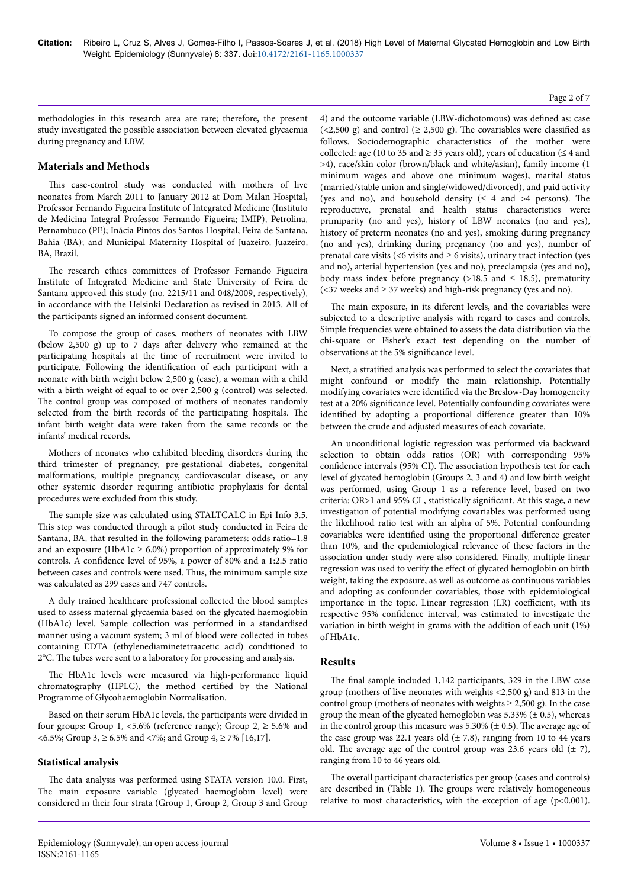methodologies in this research area are rare; therefore, the present study investigated the possible association between elevated glycaemia during pregnancy and LBW.

## Materials and Methods

This case-control study was conducted with mothers of live neonates from March 2011 to January 2012 at Dom Malan Hospital, Professor Fernando Figueira Institute of Integrated Medicine (Instituto de Medicina Integral Professor Fernando Figueira; IMIP), Petrolina, Pernambuco (PE); Inácia Pintos dos Santos Hospital, Feira de Santana, Bahia (BA); and Municipal Maternity Hospital of Juazeiro, Juazeiro, BA, Brazil.

The research ethics committees of Professor Fernando Figueira Institute of Integrated Medicine and State University of Feira de Santana approved this study (no. 2215/11 and 048/2009, respectively), in accordance with the Helsinki Declaration as revised in 2013. All of the participants signed an informed consent document.

To compose the group of cases, mothers of neonates with LBW (below 2,500 g) up to 7 days after delivery who remained at the participating hospitals at the time of recruitment were invited to participate. Following the identification of each participant with a neonate with birth weight below 2,500 g (case), a woman with a child with a birth weight of equal to or over 2,500 g (control) was selected. The control group was composed of mothers of neonates randomly selected from the birth records of the participating hospitals. The infant birth weight data were taken from the same records or the infants' medical records.

Mothers of neonates who exhibited bleeding disorders during the third trimester of pregnancy, pre-gestational diabetes, congenital malformations, multiple pregnancy, cardiovascular disease, or any other systemic disorder requiring antibiotic prophylaxis for dental procedures were excluded from this study.

The sample size was calculated using STALTCALC in Epi Info 3.5. This step was conducted through a pilot study conducted in Feira de Santana, BA, that resulted in the following parameters: odds ratio=1.8 and an exposure (HbA1c ≥ 6.0%) proportion of approximately 9% for controls. A confidence level of 95%, a power of 80% and a 1:2.5 ratio between cases and controls were used. Thus, the minimum sample size was calculated as 299 cases and 747 controls.

A duly trained healthcare professional collected the blood samples used to assess maternal glycaemia based on the glycated haemoglobin (HbA1c) level. Sample collection was performed in a standardised manner using a vacuum system; 3 ml of blood were collected in tubes containing EDTA (ethylenediaminetetraacetic acid) conditioned to 2°C. The tubes were sent to a laboratory for processing and analysis.

The HbA1c levels were measured via high-performance liquid chromatography (HPLC), the method certified by the National Programme of Glycohaemoglobin Normalisation.

Based on their serum HbA1c levels, the participants were divided in four groups: Group 1, <5.6% (reference range); Group 2, ≥ 5.6% and <6.5%; Group 3, ≥ 6.5% and <7%; and Group 4, ≥ 7% [16,17].

### Statistical analysis

The data analysis was performed using STATA version 10.0. First, The main exposure variable (glycated haemoglobin level) were considered in their four strata (Group 1, Group 2, Group 3 and Group 4) and the outcome variable (LBW-dichotomous) was defined as: case (<2,500 g) and control (≥ 2,500 g). The covariables were classified as follows. Sociodemographic characteristics of the mother were collected: age (10 to 35 and ≥ 35 years old), years of education (≤ 4 and >4), race/skin color (brown/black and white/asian), family income (1 minimum wages and above one minimum wages), marital status (married/stable union and single/widowed/divorced), and paid activity (yes and no), and household density (≤ 4 and >4 persons). The reproductive, prenatal and health status characteristics were: primiparity (no and yes), history of LBW neonates (no and yes), history of preterm neonates (no and yes), smoking during pregnancy (no and yes), drinking during pregnancy (no and yes), number of prenatal care visits (<6 visits and ≥ 6 visits), urinary tract infection (yes and no), arterial hypertension (yes and no), preeclampsia (yes and no), body mass index before pregnancy (>18.5 and ≤ 18.5), prematurity (<37 weeks and ≥ 37 weeks) and high-risk pregnancy (yes and no).

The main exposure, in its diferent levels, and the covariables were subjected to a descriptive analysis with regard to cases and controls. Simple frequencies were obtained to assess the data distribution via the chi-square or Fisher's exact test depending on the number of observations at the 5% significance level.

Next, a stratified analysis was performed to select the covariates that might confound or modify the main relationship. Potentially modifying covariates were identified via the Breslow-Day homogeneity test at a 20% significance level. Potentially confounding covariates were identified by adopting a proportional difference greater than 10% between the crude and adjusted measures of each covariate.

An unconditional logistic regression was performed via backward selection to obtain odds ratios (OR) with corresponding 95% confidence intervals (95% CI). The association hypothesis test for each level of glycated hemoglobin (Groups 2, 3 and 4) and low birth weight was performed, using Group 1 as a reference level, based on two criteria: OR>1 and 95% CI , statistically significant. At this stage, a new investigation of potential modifying covariables was performed using the likelihood ratio test with an alpha of 5%. Potential confounding covariables were identified using the proportional difference greater than 10%, and the epidemiological relevance of these factors in the association under study were also considered. Finally, multiple linear regression was used to verify the effect of glycated hemoglobin on birth weight, taking the exposure, as well as outcome as continuous variables and adopting as confounder covariables, those with epidemiological importance in the topic. Linear regression (LR) coefficient, with its respective 95% confidence interval, was estimated to investigate the variation in birth weight in grams with the addition of each unit (1%) of HbA1c.

## Results

The final sample included 1,142 participants, 329 in the LBW case group (mothers of live neonates with weights <2,500 g) and 813 in the control group (mothers of neonates with weights ≥ 2,500 g). In the case group the mean of the glycated hemoglobin was 5.33% (± 0.5), whereas in the control group this measure was 5.30% (± 0.5). The average age of the case group was 22.1 years old (± 7.8), ranging from 10 to 44 years old. The average age of the control group was 23.6 years old (± 7), ranging from 10 to 46 years old.

The overall participant characteristics per group (cases and controls) are described in (Table 1). The groups were relatively homogeneous relative to most characteristics, with the exception of age ($p<0.001$).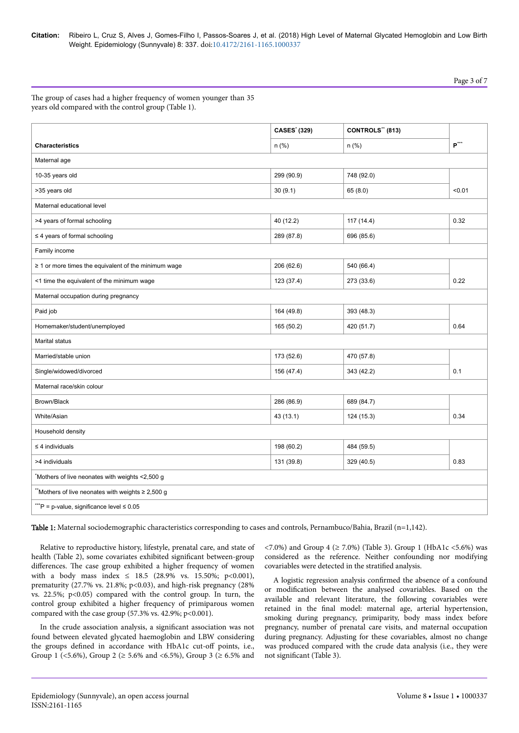The group of cases had a higher frequency of women younger than 35 years old compared with the control group (Table 1).

| Characteristics | CASES* (329) n (%) | CONTROLS** (813) n (%) | P*** |
|---|---|---|---|
| Maternal age | | | |
| 10-35 years old | 299 (90.9) | 748 (92.0) | |
| >35 years old | 30 (9.1) | 65 (8.0) | <0.01 |
| Maternal educational level | | | |
| >4 years of formal schooling | 40 (12.2) | 117 (14.4) | 0.32 |
| ≤ 4 years of formal schooling | 289 (87.8) | 696 (85.6) | |
| Family income | | | |
| ≥ 1 or more times the equivalent of the minimum wage | 206 (62.6) | 540 (66.4) | |
| <1 time the equivalent of the minimum wage | 123 (37.4) | 273 (33.6) | 0.22 |
| Maternal occupation during pregnancy | | | |
| Paid job | 164 (49.8) | 393 (48.3) | |
| Homemaker/student/unemployed | 165 (50.2) | 420 (51.7) | 0.64 |
| Marital status | | | |
| Married/stable union | 173 (52.6) | 470 (57.8) | |
| Single/widowed/divorced | 156 (47.4) | 343 (42.2) | 0.1 |
| Maternal race/skin colour | | | |
| Brown/Black | 286 (86.9) | 689 (84.7) | |
| White/Asian | 43 (13.1) | 124 (15.3) | 0.34 |
| Household density | | | |
| ≤ 4 individuals | 198 (60.2) | 484 (59.5) | |
| >4 individuals | 131 (39.8) | 329 (40.5) | 0.83 |
| *Mothers of live neonates with weights <2,500 g | | | |
| **Mothers of live neonates with weights ≥ 2,500 g | | | |
| ***P = p-value, significance level ≤ 0.05 | | | |

**Table 1:** Maternal sociodemographic characteristics corresponding to cases and controls, Pernambuco/Bahia, Brazil (n=1,142).

Relative to reproductive history, lifestyle, prenatal care, and state of health (Table 2), some covariates exhibited significant between-group differences. The case group exhibited a higher frequency of women with a body mass index ≤ 18.5 (28.9% vs. 15.50%; p<0.001), prematurity (27.7% vs. 21.8%; p<0.03), and high-risk pregnancy (28% vs. 22.5%; p<0.05) compared with the control group. In turn, the control group exhibited a higher frequency of primiparous women compared with the case group (57.3% vs. 42.9%; p<0.001).

In the crude association analysis, a significant association was not found between elevated glycated haemoglobin and LBW considering the groups defined in accordance with HbA1c cut-off points, i.e., Group 1 (<5.6%), Group 2 (≥ 5.6% and <6.5%), Group 3 (≥ 6.5% and <7.0%) and Group 4 (≥ 7.0%) (Table 3). Group 1 (HbA1c <5.6%) was considered as the reference. Neither confounding nor modifying covariables were detected in the stratified analysis.

A logistic regression analysis confirmed the absence of a confound or modification between the analysed covariables. Based on the available and relevant literature, the following covariables were retained in the final model: maternal age, arterial hypertension, smoking during pregnancy, primiparity, body mass index before pregnancy, number of prenatal care visits, and maternal occupation during pregnancy. Adjusting for these covariables, almost no change was produced compared with the crude data analysis (i.e., they were not significant (Table 3).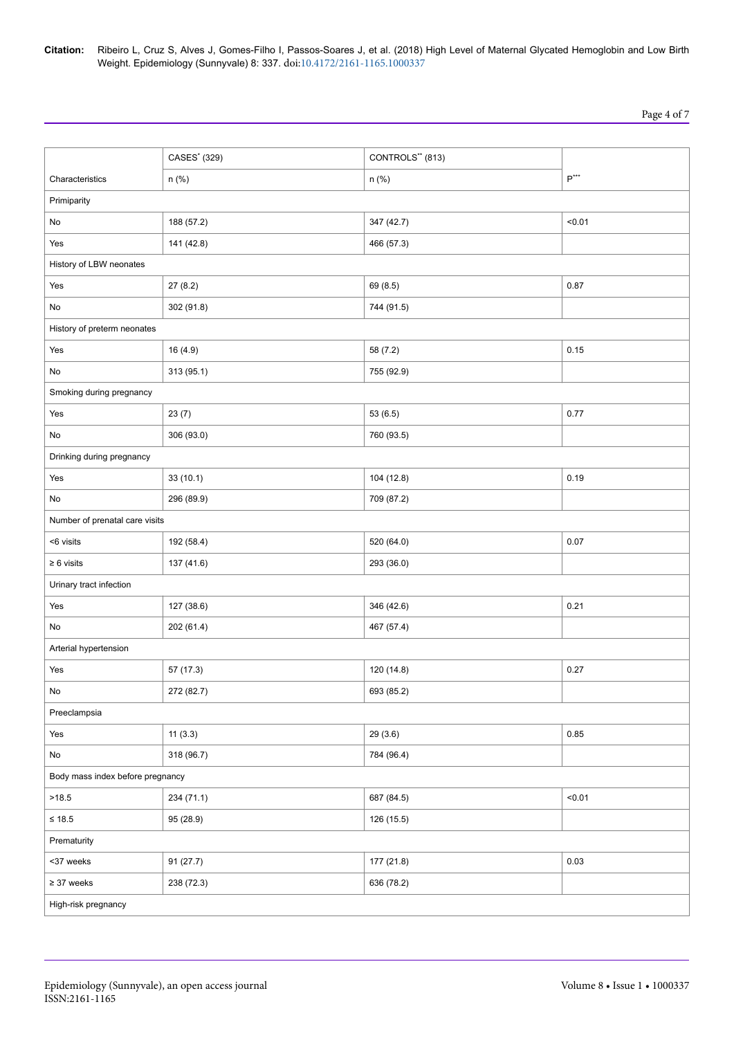| Characteristics | CASES* (329) n (%) | CONTROLS** (813) n (%) | P*** |
|---|---|---|---|
| Primiparity | | | |
| No | 188 (57.2) | 347 (42.7) | <0.01 |
| Yes | 141 (42.8) | 466 (57.3) | |
| History of LBW neonates | | | |
| Yes | 27 (8.2) | 69 (8.5) | 0.87 |
| No | 302 (91.8) | 744 (91.5) | |
| History of preterm neonates | | | |
| Yes | 16 (4.9) | 58 (7.2) | 0.15 |
| No | 313 (95.1) | 755 (92.9) | |
| Smoking during pregnancy | | | |
| Yes | 23 (7) | 53 (6.5) | 0.77 |
| No | 306 (93.0) | 760 (93.5) | |
| Drinking during pregnancy | | | |
| Yes | 33 (10.1) | 104 (12.8) | 0.19 |
| No | 296 (89.9) | 709 (87.2) | |
| Number of prenatal care visits | | | |
| <6 visits | 192 (58.4) | 520 (64.0) | 0.07 |
| ≥ 6 visits | 137 (41.6) | 293 (36.0) | |
| Urinary tract infection | | | |
| Yes | 127 (38.6) | 346 (42.6) | 0.21 |
| No | 202 (61.4) | 467 (57.4) | |
| Arterial hypertension | | | |
| Yes | 57 (17.3) | 120 (14.8) | 0.27 |
| No | 272 (82.7) | 693 (85.2) | |
| Preeclampsia | | | |
| Yes | 11 (3.3) | 29 (3.6) | 0.85 |
| No | 318 (96.7) | 784 (96.4) | |
| Body mass index before pregnancy | | | |
| >18.5 | 234 (71.1) | 687 (84.5) | <0.01 |
| ≤ 18.5 | 95 (28.9) | 126 (15.5) | |
| Prematurity | | | |
| <37 weeks | 91 (27.7) | 177 (21.8) | 0.03 |
| ≥ 37 weeks | 238 (72.3) | 636 (78.2) | |
| High-risk pregnancy | | | |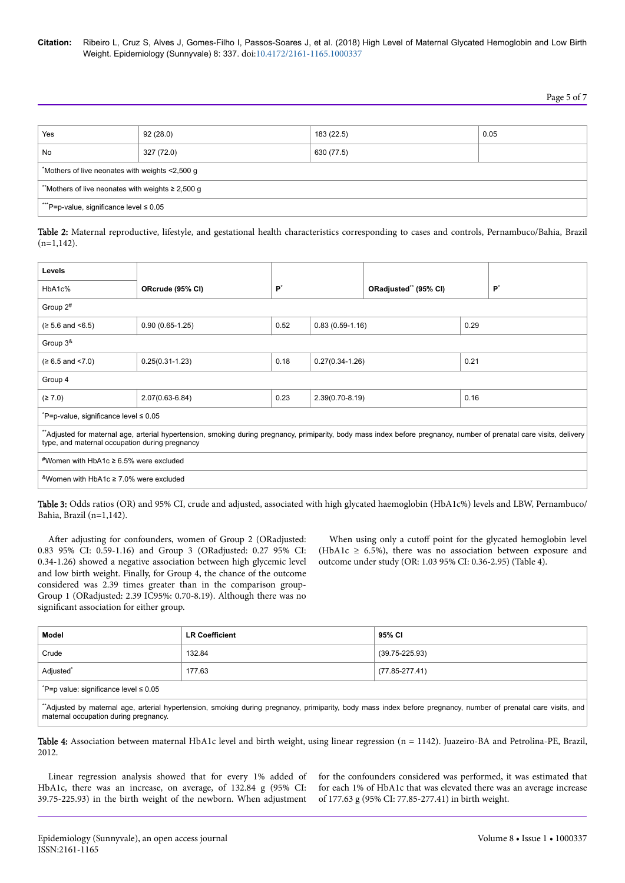| Yes | 92 (28.0) | 183 (22.5) | 0.05 |
|---|---|---|---|
| No | 327 (72.0) | 630 (77.5) | |
| *Mothers of live neonates with weights <2,500 g | | | |
| **Mothers of live neonates with weights ≥ 2,500 g | | | |
| ***P=p-value, significance level ≤ 0.05 | | | |

**Table 2:** Maternal reproductive, lifestyle, and gestational health characteristics corresponding to cases and controls, Pernambuco/Bahia, Brazil (n=1,142).

| Levels HbA1c% | ORcrude (95% CI) | P* | ORadjusted** (95% CI) | P* |
|---|---|---|---|---|
| Group 2# | | | | |
| (≥ 5.6 and <6.5) | 0.90 (0.65-1.25) | 0.52 | 0.83 (0.59-1.16) | 0.29 |
| Group 3& | | | | |
| (≥ 6.5 and <7.0) | 0.25(0.31-1.23) | 0.18 | 0.27(0.34-1.26) | 0.21 |
| Group 4 | | | | |
| (≥ 7.0) | 2.07(0.63-6.84) | 0.23 | 2.39(0.70-8.19) | 0.16 |
| *P=p-value, significance level ≤ 0.05 | | | | |
| **Adjusted for maternal age, arterial hypertension, smoking during pregnancy, primiparity, body mass index before pregnancy, number of prenatal care visits, delivery type, and maternal occupation during pregnancy | | | | |
| #Women with HbA1c ≥ 6.5% were excluded | | | | |
| &Women with HbA1c ≥ 7.0% were excluded | | | | |

**Table 3:** Odds ratios (OR) and 95% CI, crude and adjusted, associated with high glycated haemoglobin (HbA1c%) levels and LBW, Pernambuco/Bahia, Brazil (n=1,142).

After adjusting for confounders, women of Group 2 (ORadjusted: 0.83 95% CI: 0.59-1.16) and Group 3 (ORadjusted: 0.27 95% CI: 0.34-1.26) showed a negative association between high glycemic level and low birth weight. Finally, for Group 4, the chance of the outcome considered was 2.39 times greater than in the comparison group-Group 1 (ORadjusted: 2.39 IC95%: 0.70-8.19). Although there was no significant association for either group.

When using only a cutoff point for the glycated hemoglobin level (HbA1c ≥ 6.5%), there was no association between exposure and outcome under study (OR: 1.03 95% CI: 0.36-2.95) (Table 4).

| Model | LR Coefficient | 95% CI |
|---|---|---|
| Crude | 132.84 | (39.75-225.93) |
| Adjusted* | 177.63 | (77.85-277.41) |
| *P=p value: significance level ≤ 0.05 | | |
| **Adjusted by maternal age, arterial hypertension, smoking during pregnancy, primiparity, body mass index before pregnancy, number of prenatal care visits, and maternal occupation during pregnancy. | | |

**Table 4:** Association between maternal HbA1c level and birth weight, using linear regression (n = 1142). Juazeiro-BA and Petrolina-PE, Brazil, 2012.

Linear regression analysis showed that for every 1% added of HbA1c, there was an increase, on average, of 132.84 g (95% CI: 39.75-225.93) in the birth weight of the newborn. When adjustment for the confounders considered was performed, it was estimated that for each 1% of HbA1c that was elevated there was an average increase of 177.63 g (95% CI: 77.85-277.41) in birth weight.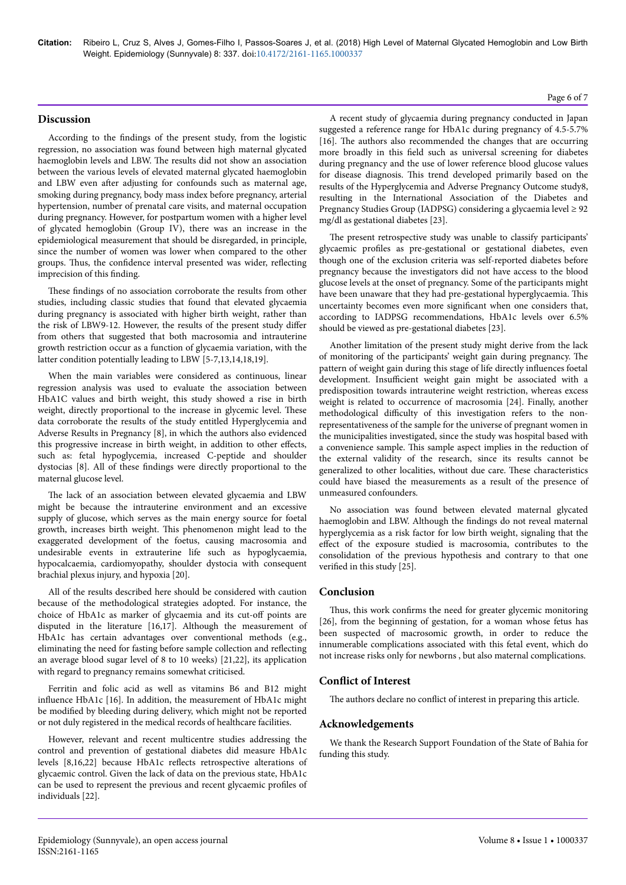## Discussion

According to the findings of the present study, from the logistic regression, no association was found between high maternal glycated haemoglobin levels and LBW. The results did not show an association between the various levels of elevated maternal glycated haemoglobin and LBW even after adjusting for confounds such as maternal age, smoking during pregnancy, body mass index before pregnancy, arterial hypertension, number of prenatal care visits, and maternal occupation during pregnancy. However, for postpartum women with a higher level of glycated hemoglobin (Group IV), there was an increase in the epidemiological measurement that should be disregarded, in principle, since the number of women was lower when compared to the other groups. Thus, the confidence interval presented was wider, reflecting imprecision of this finding.

These findings of no association corroborate the results from other studies, including classic studies that found that elevated glycaemia during pregnancy is associated with higher birth weight, rather than the risk of LBW9-12. However, the results of the present study differ from others that suggested that both macrosomia and intrauterine growth restriction occur as a function of glycaemia variation, with the latter condition potentially leading to LBW [5-7,13,14,18,19].

When the main variables were considered as continuous, linear regression analysis was used to evaluate the association between HbA1C values and birth weight, this study showed a rise in birth weight, directly proportional to the increase in glycemic level. These data corroborate the results of the study entitled Hyperglycemia and Adverse Results in Pregnancy [8], in which the authors also evidenced this progressive increase in birth weight, in addition to other effects, such as: fetal hypoglycemia, increased C-peptide and shoulder dystocias [8]. All of these findings were directly proportional to the maternal glucose level.

The lack of an association between elevated glycaemia and LBW might be because the intrauterine environment and an excessive supply of glucose, which serves as the main energy source for foetal growth, increases birth weight. This phenomenon might lead to the exaggerated development of the foetus, causing macrosomia and undesirable events in extrauterine life such as hypoglycaemia, hypocalcaemia, cardiomyopathy, shoulder dystocia with consequent brachial plexus injury, and hypoxia [20].

All of the results described here should be considered with caution because of the methodological strategies adopted. For instance, the choice of HbA1c as marker of glycaemia and its cut-off points are disputed in the literature [16,17]. Although the measurement of HbA1c has certain advantages over conventional methods (e.g., eliminating the need for fasting before sample collection and reflecting an average blood sugar level of 8 to 10 weeks) [21,22], its application with regard to pregnancy remains somewhat criticised.

Ferritin and folic acid as well as vitamins B6 and B12 might influence HbA1c [16]. In addition, the measurement of HbA1c might be modified by bleeding during delivery, which might not be reported or not duly registered in the medical records of healthcare facilities.

However, relevant and recent multicentre studies addressing the control and prevention of gestational diabetes did measure HbA1c levels [8,16,22] because HbA1c reflects retrospective alterations of glycaemic control. Given the lack of data on the previous state, HbA1c can be used to represent the previous and recent glycaemic profiles of individuals [22].

A recent study of glycaemia during pregnancy conducted in Japan suggested a reference range for HbA1c during pregnancy of 4.5-5.7% [16]. The authors also recommended the changes that are occurring more broadly in this field such as universal screening for diabetes during pregnancy and the use of lower reference blood glucose values for disease diagnosis. This trend developed primarily based on the results of the Hyperglycemia and Adverse Pregnancy Outcome study8, resulting in the International Association of the Diabetes and Pregnancy Studies Group (IADPSG) considering a glycaemia level ≥ 92 mg/dl as gestational diabetes [23].

The present retrospective study was unable to classify participants' glycaemic profiles as pre-gestational or gestational diabetes, even though one of the exclusion criteria was self-reported diabetes before pregnancy because the investigators did not have access to the blood glucose levels at the onset of pregnancy. Some of the participants might have been unaware that they had pre-gestational hyperglycaemia. This uncertainty becomes even more significant when one considers that, according to IADPSG recommendations, HbA1c levels over 6.5% should be viewed as pre-gestational diabetes [23].

Another limitation of the present study might derive from the lack of monitoring of the participants' weight gain during pregnancy. The pattern of weight gain during this stage of life directly influences foetal development. Insufficient weight gain might be associated with a predisposition towards intrauterine weight restriction, whereas excess weight is related to occurrence of macrosomia [24]. Finally, another methodological difficulty of this investigation refers to the non-representativeness of the sample for the universe of pregnant women in the municipalities investigated, since the study was hospital based with a convenience sample. This sample aspect implies in the reduction of the external validity of the research, since its results cannot be generalized to other localities, without due care. These characteristics could have biased the measurements as a result of the presence of unmeasured confounders.

No association was found between elevated maternal glycated haemoglobin and LBW. Although the findings do not reveal maternal hyperglycemia as a risk factor for low birth weight, signaling that the effect of the exposure studied is macrosomia, contributes to the consolidation of the previous hypothesis and contrary to that one verified in this study [25].

## Conclusion

Thus, this work confirms the need for greater glycemic monitoring [26], from the beginning of gestation, for a woman whose fetus has been suspected of macrosomic growth, in order to reduce the innumerable complications associated with this fetal event, which do not increase risks only for newborns , but also maternal complications.

## Conflict of Interest

The authors declare no conflict of interest in preparing this article.

## Acknowledgements

We thank the Research Support Foundation of the State of Bahia for funding this study.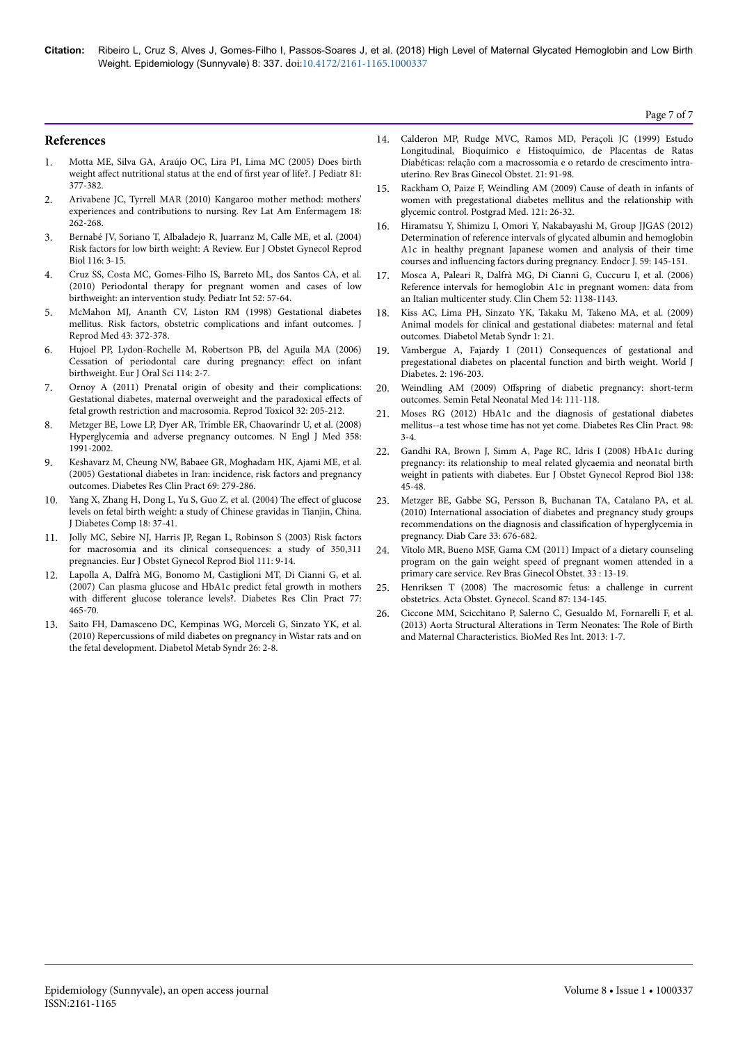## References

1. Motta ME, Silva GA, Araújo OC, Lira PI, Lima MC (2005) Does birth weight affect nutritional status at the end of first year of life?. J Pediatr 81: 377-382.
2. Arivabene JC, Tyrrell MAR (2010) Kangaroo mother method: mothers' experiences and contributions to nursing. Rev Lat Am Enfermagem 18: 262-268.
3. Bernabé JV, Soriano T, Albaladejo R, Juarranz M, Calle ME, et al. (2004) Risk factors for low birth weight: A Review. Eur J Obstet Gynecol Reprod Biol 116: 3-15.
4. Cruz SS, Costa MC, Gomes-Filho IS, Barreto ML, dos Santos CA, et al. (2010) Periodontal therapy for pregnant women and cases of low birthweight: an intervention study. Pediatr Int 52: 57-64.
5. McMahon MJ, Ananth CV, Liston RM (1998) Gestational diabetes mellitus. Risk factors, obstetric complications and infant outcomes. J Reprod Med 43: 372-378.
6. Hujoel PP, Lydon-Rochelle M, Robertson PB, del Aguila MA (2006) Cessation of periodontal care during pregnancy: effect on infant birthweight. Eur J Oral Sci 114: 2-7.
7. Ornoy A (2011) Prenatal origin of obesity and their complications: Gestational diabetes, maternal overweight and the paradoxical effects of fetal growth restriction and macrosomia. Reprod Toxicol 32: 205-212.
8. Metzger BE, Lowe LP, Dyer AR, Trimble ER, Chaovarindr U, et al. (2008) Hyperglycemia and adverse pregnancy outcomes. N Engl J Med 358: 1991-2002.
9. Keshavarz M, Cheung NW, Babaee GR, Moghadam HK, Ajami ME, et al. (2005) Gestational diabetes in Iran: incidence, risk factors and pregnancy outcomes. Diabetes Res Clin Pract 69: 279-286.
10. Yang X, Zhang H, Dong L, Yu S, Guo Z, et al. (2004) The effect of glucose levels on fetal birth weight: a study of Chinese gravidas in Tianjin, China. J Diabetes Comp 18: 37-41.
11. Jolly MC, Sebire NJ, Harris JP, Regan L, Robinson S (2003) Risk factors for macrosomia and its clinical consequences: a study of 350,311 pregnancies. Eur J Obstet Gynecol Reprod Biol 111: 9-14.
12. Lapolla A, Dalfrà MG, Bonomo M, Castiglioni MT, Di Cianni G, et al. (2007) Can plasma glucose and HbA1c predict fetal growth in mothers with different glucose tolerance levels?. Diabetes Res Clin Pract 77: 465-70.
13. Saito FH, Damasceno DC, Kempinas WG, Morceli G, Sinzato YK, et al. (2010) Repercussions of mild diabetes on pregnancy in Wistar rats and on the fetal development. Diabetol Metab Syndr 26: 2-8.
14. Calderon MP, Rudge MVC, Ramos MD, Peraçoli JC (1999) Estudo Longitudinal, Bioquímico e Histoquímico, de Placentas de Ratas Diabéticas: relação com a macrossomia e o retardo de crescimento intra-uterino. Rev Bras Ginecol Obstet. 21: 91-98.
15. Rackham O, Paize F, Weindling AM (2009) Cause of death in infants of women with pregestational diabetes mellitus and the relationship with glycemic control. Postgrad Med. 121: 26-32.
16. Hiramatsu Y, Shimizu I, Omori Y, Nakabayashi M, Group JJGAS (2012) Determination of reference intervals of glycated albumin and hemoglobin A1c in healthy pregnant Japanese women and analysis of their time courses and influencing factors during pregnancy. Endocr J. 59: 145-151.
17. Mosca A, Paleari R, Dalfrà MG, Di Cianni G, Cuccuru I, et al. (2006) Reference intervals for hemoglobin A1c in pregnant women: data from an Italian multicenter study. Clin Chem 52: 1138-1143.
18. Kiss AC, Lima PH, Sinzato YK, Takaku M, Takeno MA, et al. (2009) Animal models for clinical and gestational diabetes: maternal and fetal outcomes. Diabetol Metab Syndr 1: 21.
19. Vambergue A, Fajardy I (2011) Consequences of gestational and pregestational diabetes on placental function and birth weight. World J Diabetes. 2: 196-203.
20. Weindling AM (2009) Offspring of diabetic pregnancy: short-term outcomes. Semin Fetal Neonatal Med 14: 111-118.
21. Moses RG (2012) HbA1c and the diagnosis of gestational diabetes mellitus--a test whose time has not yet come. Diabetes Res Clin Pract. 98: 3-4.
22. Gandhi RA, Brown J, Simm A, Page RC, Idris I (2008) HbA1c during pregnancy: its relationship to meal related glycaemia and neonatal birth weight in patients with diabetes. Eur J Obstet Gynecol Reprod Biol 138: 45-48.
23. Metzger BE, Gabbe SG, Persson B, Buchanan TA, Catalano PA, et al. (2010) International association of diabetes and pregnancy study groups recommendations on the diagnosis and classification of hyperglycemia in pregnancy. Diab Care 33: 676-682.
24. Vítolo MR, Bueno MSF, Gama CM (2011) Impact of a dietary counseling program on the gain weight speed of pregnant women attended in a primary care service. Rev Bras Ginecol Obstet. 33 : 13-19.
25. Henriksen T (2008) The macrosomic fetus: a challenge in current obstetrics. Acta Obstet. Gynecol. Scand 87: 134-145.
26. Ciccone MM, Scicchitano P, Salerno C, Gesualdo M, Fornarelli F, et al. (2013) Aorta Structural Alterations in Term Neonates: The Role of Birth and Maternal Characteristics. BioMed Res Int. 2013: 1-7.